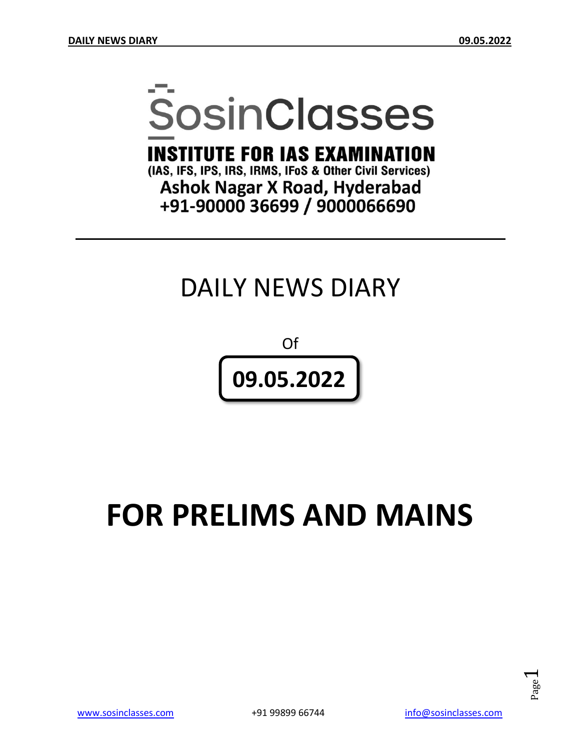# SosinClasses

**INSTITUTE FOR IAS EXAMINATION**

**(IAS, IFS, IPS, IRS, IRMS, IFoS & Other Civil Services)**

**Ashok Nagar X Road, Hyderabad**

**+91-90000 36699 / 9000066690**

---

# DAILY NEWS DIARY

Of

**09.05.2022**

# FOR PRELIMS AND MAINS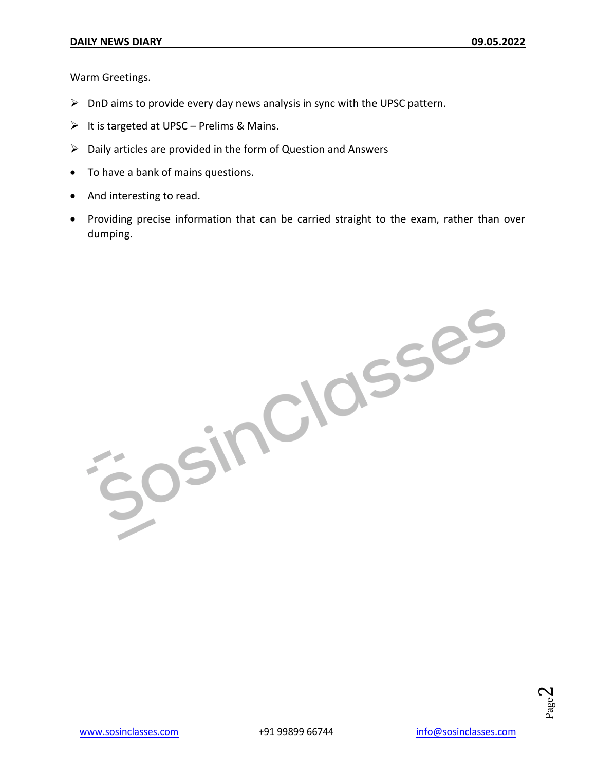Warm Greetings.

- DnD aims to provide every day news analysis in sync with the UPSC pattern.
- It is targeted at UPSC – Prelims & Mains.
- Daily articles are provided in the form of Question and Answers
- To have a bank of mains questions.
- And interesting to read.
- Providing precise information that can be carried straight to the exam, rather than over dumping.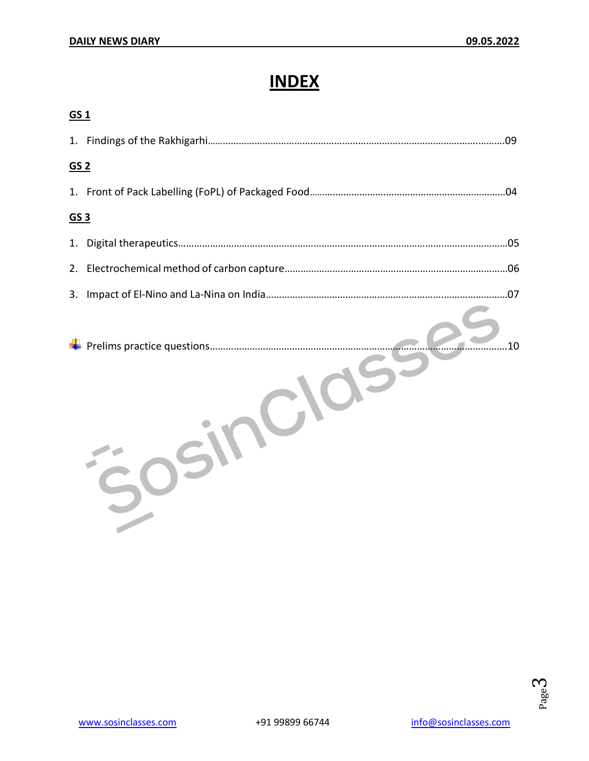# INDEX

## GS 1

1. Findings of the Rakhigarhi……………………………………………………………………………………………………09

## GS 2

1. Front of Pack Labelling (FoPL) of Packaged Food………………………………………………………………04

## GS 3

1. Digital therapeutics……………………………………………………………………………………………………………05
2. Electrochemical method of carbon capture………………………………………………………………………06
3. Impact of El-Nino and La-Nina on India……………………………………………………………………………07

- Prelims practice questions……………………………………………………………………………………………………10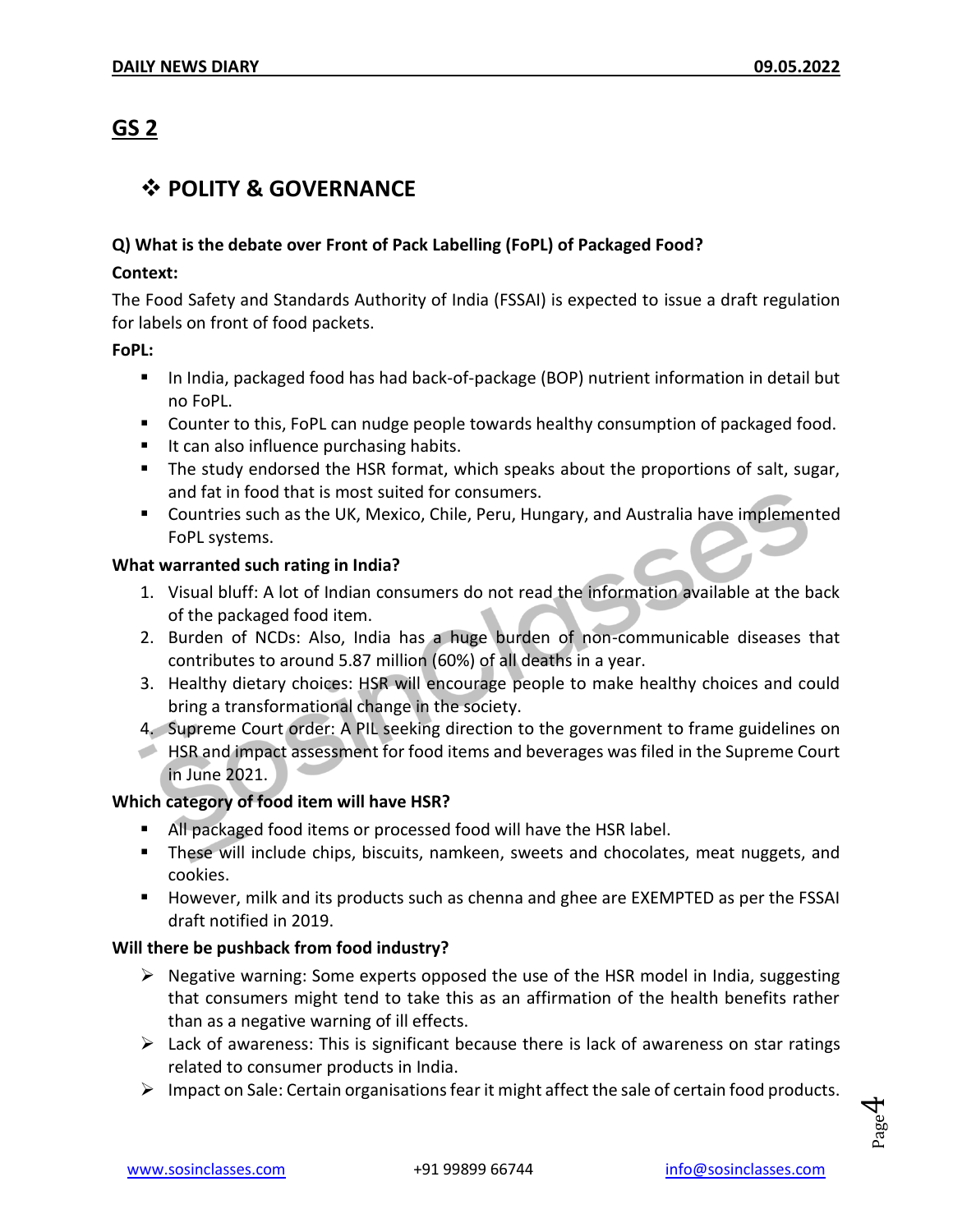# GS 2

## ❖ POLITY & GOVERNANCE

**Q) What is the debate over Front of Pack Labelling (FoPL) of Packaged Food?**

**Context:**

The Food Safety and Standards Authority of India (FSSAI) is expected to issue a draft regulation for labels on front of food packets.

**FoPL:**

- In India, packaged food has had back-of-package (BOP) nutrient information in detail but no FoPL.
- Counter to this, FoPL can nudge people towards healthy consumption of packaged food.
- It can also influence purchasing habits.
- The study endorsed the HSR format, which speaks about the proportions of salt, sugar, and fat in food that is most suited for consumers.
- Countries such as the UK, Mexico, Chile, Peru, Hungary, and Australia have implemented FoPL systems.

**What warranted such rating in India?**

1. Visual bluff: A lot of Indian consumers do not read the information available at the back of the packaged food item.
2. Burden of NCDs: Also, India has a huge burden of non-communicable diseases that contributes to around 5.87 million (60%) of all deaths in a year.
3. Healthy dietary choices: HSR will encourage people to make healthy choices and could bring a transformational change in the society.
4. Supreme Court order: A PIL seeking direction to the government to frame guidelines on HSR and impact assessment for food items and beverages was filed in the Supreme Court in June 2021.

**Which category of food item will have HSR?**

- All packaged food items or processed food will have the HSR label.
- These will include chips, biscuits, namkeen, sweets and chocolates, meat nuggets, and cookies.
- However, milk and its products such as chenna and ghee are EXEMPTED as per the FSSAI draft notified in 2019.

**Will there be pushback from food industry?**

- Negative warning: Some experts opposed the use of the HSR model in India, suggesting that consumers might tend to take this as an affirmation of the health benefits rather than as a negative warning of ill effects.
- Lack of awareness: This is significant because there is lack of awareness on star ratings related to consumer products in India.
- Impact on Sale: Certain organisations fear it might affect the sale of certain food products.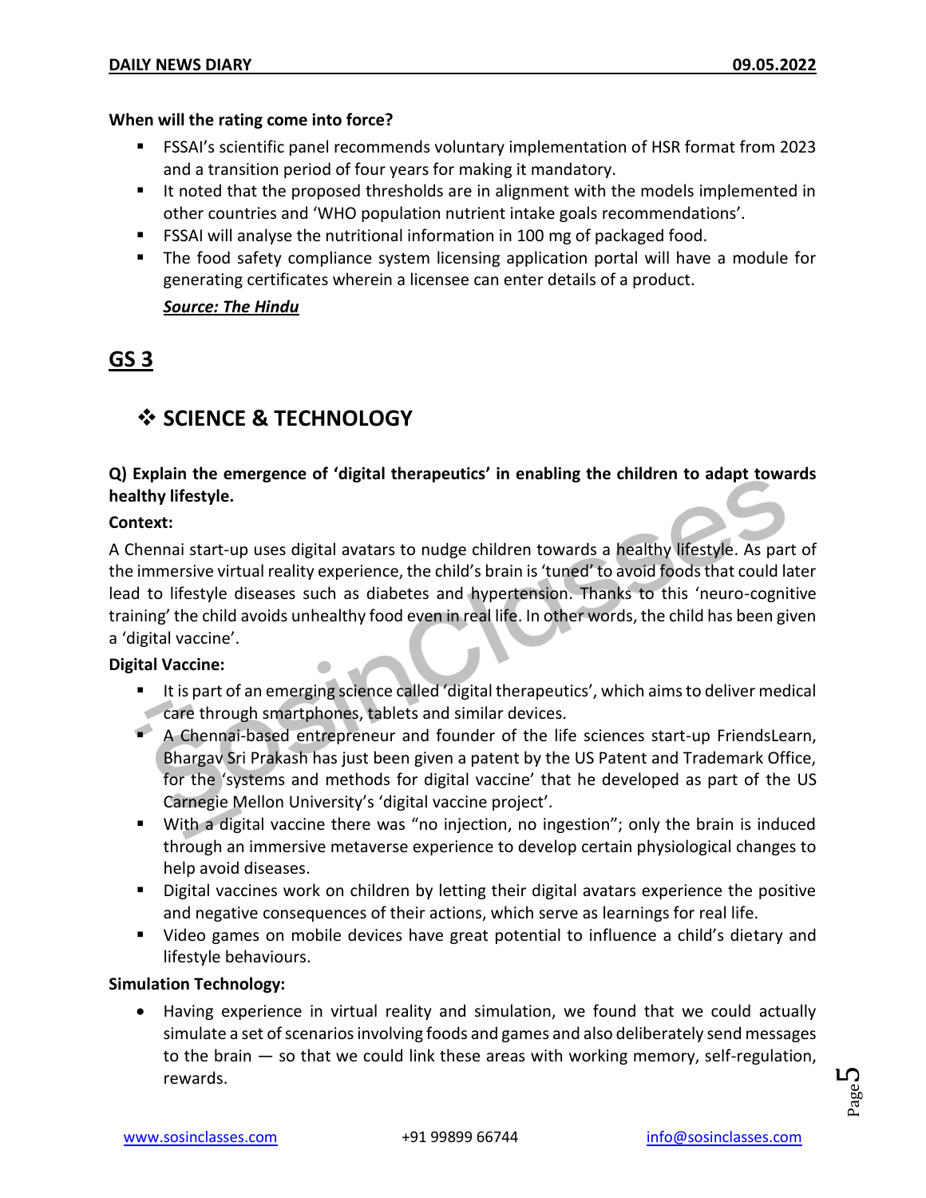**When will the rating come into force?**

- FSSAI's scientific panel recommends voluntary implementation of HSR format from 2023 and a transition period of four years for making it mandatory.
- It noted that the proposed thresholds are in alignment with the models implemented in other countries and 'WHO population nutrient intake goals recommendations'.
- FSSAI will analyse the nutritional information in 100 mg of packaged food.
- The food safety compliance system licensing application portal will have a module for generating certificates wherein a licensee can enter details of a product.

  ***Source: The Hindu***

# GS 3

## ❖ SCIENCE & TECHNOLOGY

**Q) Explain the emergence of 'digital therapeutics' in enabling the children to adapt towards healthy lifestyle.**

**Context:**

A Chennai start-up uses digital avatars to nudge children towards a healthy lifestyle. As part of the immersive virtual reality experience, the child's brain is 'tuned' to avoid foods that could later lead to lifestyle diseases such as diabetes and hypertension. Thanks to this 'neuro-cognitive training' the child avoids unhealthy food even in real life. In other words, the child has been given a 'digital vaccine'.

**Digital Vaccine:**

- It is part of an emerging science called 'digital therapeutics', which aims to deliver medical care through smartphones, tablets and similar devices.
- A Chennai-based entrepreneur and founder of the life sciences start-up FriendsLearn, Bhargav Sri Prakash has just been given a patent by the US Patent and Trademark Office, for the 'systems and methods for digital vaccine' that he developed as part of the US Carnegie Mellon University's 'digital vaccine project'.
- With a digital vaccine there was "no injection, no ingestion"; only the brain is induced through an immersive metaverse experience to develop certain physiological changes to help avoid diseases.
- Digital vaccines work on children by letting their digital avatars experience the positive and negative consequences of their actions, which serve as learnings for real life.
- Video games on mobile devices have great potential to influence a child's dietary and lifestyle behaviours.

**Simulation Technology:**

- Having experience in virtual reality and simulation, we found that we could actually simulate a set of scenarios involving foods and games and also deliberately send messages to the brain — so that we could link these areas with working memory, self-regulation, rewards.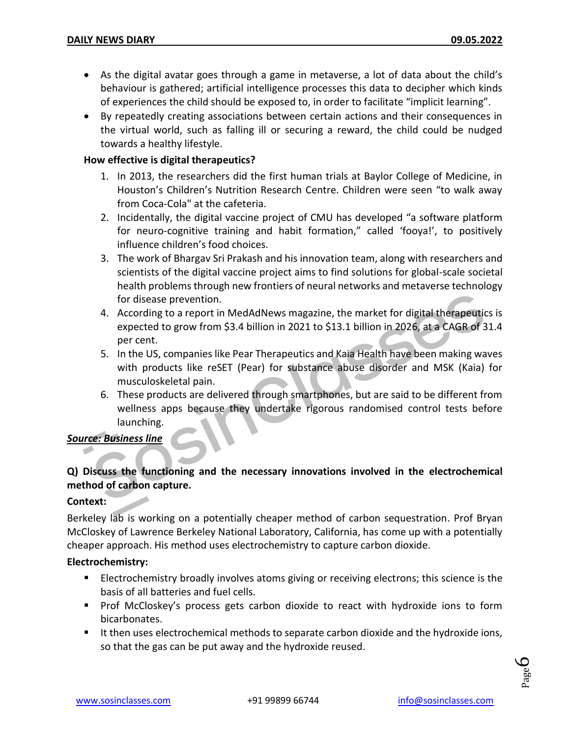- As the digital avatar goes through a game in metaverse, a lot of data about the child's behaviour is gathered; artificial intelligence processes this data to decipher which kinds of experiences the child should be exposed to, in order to facilitate "implicit learning".
- By repeatedly creating associations between certain actions and their consequences in the virtual world, such as falling ill or securing a reward, the child could be nudged towards a healthy lifestyle.

**How effective is digital therapeutics?**

1. In 2013, the researchers did the first human trials at Baylor College of Medicine, in Houston's Children's Nutrition Research Centre. Children were seen "to walk away from Coca-Cola" at the cafeteria.
2. Incidentally, the digital vaccine project of CMU has developed "a software platform for neuro-cognitive training and habit formation," called 'fooya!', to positively influence children's food choices.
3. The work of Bhargav Sri Prakash and his innovation team, along with researchers and scientists of the digital vaccine project aims to find solutions for global-scale societal health problems through new frontiers of neural networks and metaverse technology for disease prevention.
4. According to a report in MedAdNews magazine, the market for digital therapeutics is expected to grow from \$3.4 billion in 2021 to \$13.1 billion in 2026, at a CAGR of 31.4 per cent.
5. In the US, companies like Pear Therapeutics and Kaia Health have been making waves with products like reSET (Pear) for substance abuse disorder and MSK (Kaia) for musculoskeletal pain.
6. These products are delivered through smartphones, but are said to be different from wellness apps because they undertake rigorous randomised control tests before launching.

***Source: Business line***

**Q) Discuss the functioning and the necessary innovations involved in the electrochemical method of carbon capture.**

**Context:**

Berkeley lab is working on a potentially cheaper method of carbon sequestration. Prof Bryan McCloskey of Lawrence Berkeley National Laboratory, California, has come up with a potentially cheaper approach. His method uses electrochemistry to capture carbon dioxide.

**Electrochemistry:**

- Electrochemistry broadly involves atoms giving or receiving electrons; this science is the basis of all batteries and fuel cells.
- Prof McCloskey's process gets carbon dioxide to react with hydroxide ions to form bicarbonates.
- It then uses electrochemical methods to separate carbon dioxide and the hydroxide ions, so that the gas can be put away and the hydroxide reused.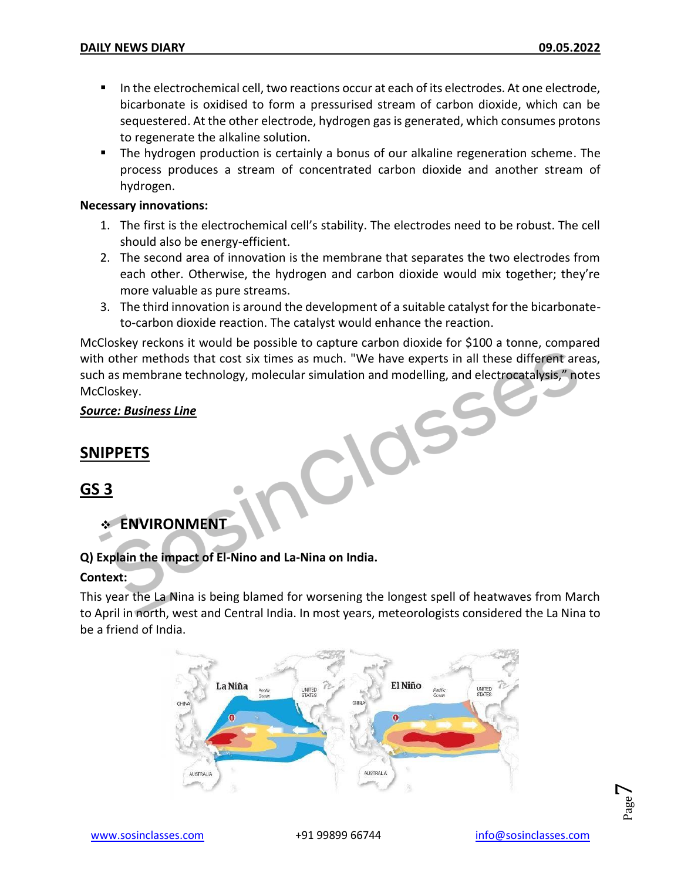- In the electrochemical cell, two reactions occur at each of its electrodes. At one electrode, bicarbonate is oxidised to form a pressurised stream of carbon dioxide, which can be sequestered. At the other electrode, hydrogen gas is generated, which consumes protons to regenerate the alkaline solution.
- The hydrogen production is certainly a bonus of our alkaline regeneration scheme. The process produces a stream of concentrated carbon dioxide and another stream of hydrogen.

**Necessary innovations:**

1. The first is the electrochemical cell's stability. The electrodes need to be robust. The cell should also be energy-efficient.
2. The second area of innovation is the membrane that separates the two electrodes from each other. Otherwise, the hydrogen and carbon dioxide would mix together; they're more valuable as pure streams.
3. The third innovation is around the development of a suitable catalyst for the bicarbonate-to-carbon dioxide reaction. The catalyst would enhance the reaction.

McCloskey reckons it would be possible to capture carbon dioxide for $100 a tonne, compared with other methods that cost six times as much. "We have experts in all these different areas, such as membrane technology, molecular simulation and modelling, and electrocatalysis," notes McCloskey.

***Source: Business Line***

## SNIPPETS

## GS 3

### ❖ ENVIRONMENT

**Q) Explain the impact of El-Nino and La-Nina on India.**

**Context:**

This year the La Nina is being blamed for worsening the longest spell of heatwaves from March to April in north, west and Central India. In most years, meteorologists considered the La Nina to be a friend of India.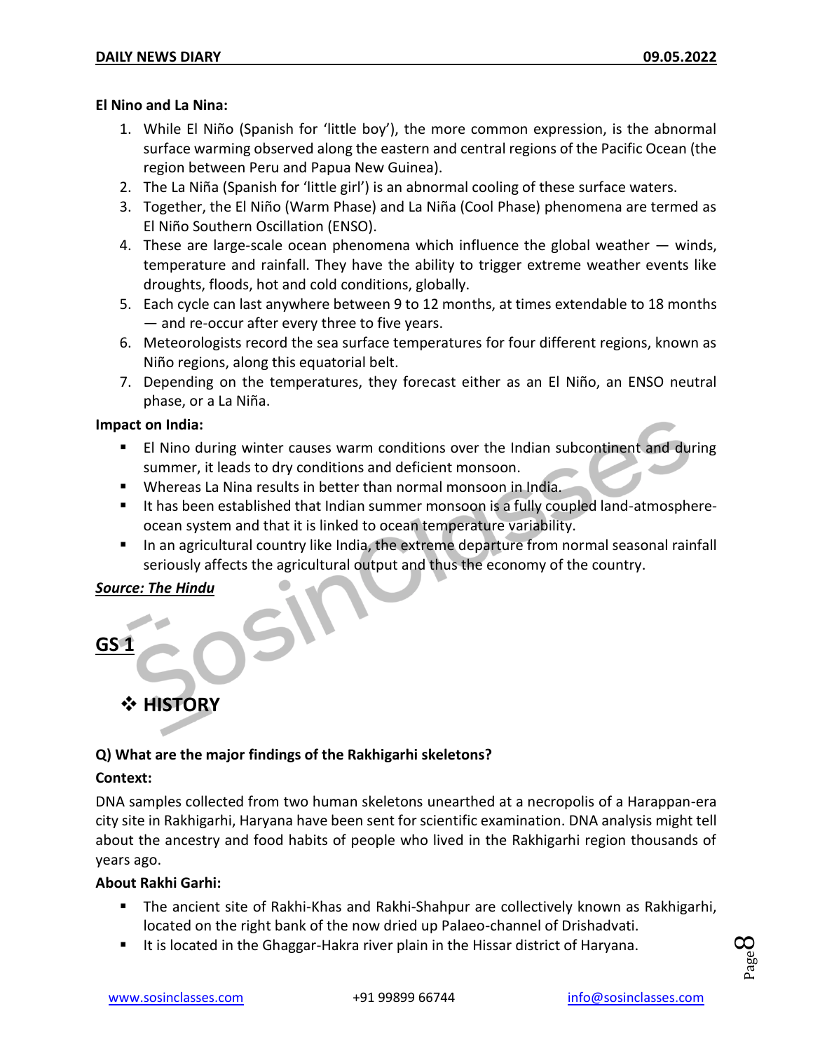**El Nino and La Nina:**

1. While El Niño (Spanish for 'little boy'), the more common expression, is the abnormal surface warming observed along the eastern and central regions of the Pacific Ocean (the region between Peru and Papua New Guinea).
2. The La Niña (Spanish for 'little girl') is an abnormal cooling of these surface waters.
3. Together, the El Niño (Warm Phase) and La Niña (Cool Phase) phenomena are termed as El Niño Southern Oscillation (ENSO).
4. These are large-scale ocean phenomena which influence the global weather — winds, temperature and rainfall. They have the ability to trigger extreme weather events like droughts, floods, hot and cold conditions, globally.
5. Each cycle can last anywhere between 9 to 12 months, at times extendable to 18 months — and re-occur after every three to five years.
6. Meteorologists record the sea surface temperatures for four different regions, known as Niño regions, along this equatorial belt.
7. Depending on the temperatures, they forecast either as an El Niño, an ENSO neutral phase, or a La Niña.

**Impact on India:**

- El Nino during winter causes warm conditions over the Indian subcontinent and during summer, it leads to dry conditions and deficient monsoon.
- Whereas La Nina results in better than normal monsoon in India.
- It has been established that Indian summer monsoon is a fully coupled land-atmosphere-ocean system and that it is linked to ocean temperature variability.
- In an agricultural country like India, the extreme departure from normal seasonal rainfall seriously affects the agricultural output and thus the economy of the country.

***Source: The Hindu***

## GS 1

### ❖ HISTORY

**Q) What are the major findings of the Rakhigarhi skeletons?**

**Context:**

DNA samples collected from two human skeletons unearthed at a necropolis of a Harappan-era city site in Rakhigarhi, Haryana have been sent for scientific examination. DNA analysis might tell about the ancestry and food habits of people who lived in the Rakhigarhi region thousands of years ago.

**About Rakhi Garhi:**

- The ancient site of Rakhi-Khas and Rakhi-Shahpur are collectively known as Rakhigarhi, located on the right bank of the now dried up Palaeo-channel of Drishadvati.
- It is located in the Ghaggar-Hakra river plain in the Hissar district of Haryana.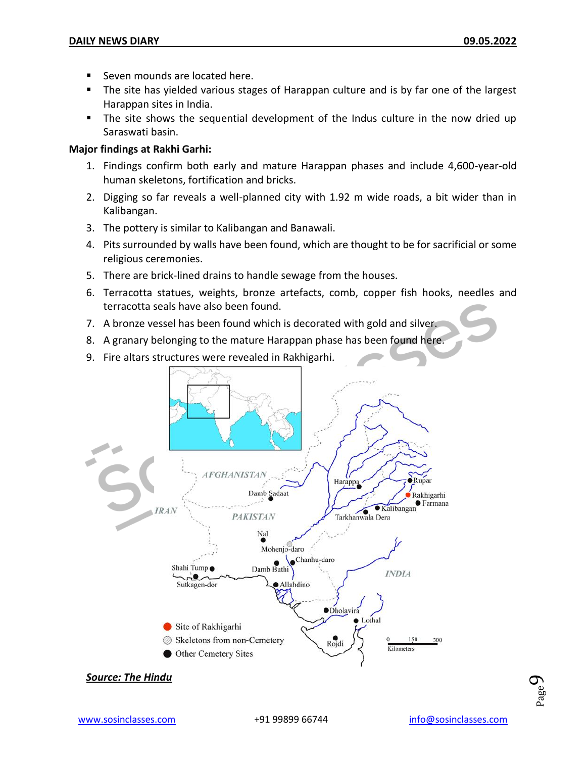- Seven mounds are located here.
- The site has yielded various stages of Harappan culture and is by far one of the largest Harappan sites in India.
- The site shows the sequential development of the Indus culture in the now dried up Saraswati basin.

**Major findings at Rakhi Garhi:**

1. Findings confirm both early and mature Harappan phases and include 4,600-year-old human skeletons, fortification and bricks.
2. Digging so far reveals a well-planned city with 1.92 m wide roads, a bit wider than in Kalibangan.
3. The pottery is similar to Kalibangan and Banawali.
4. Pits surrounded by walls have been found, which are thought to be for sacrificial or some religious ceremonies.
5. There are brick-lined drains to handle sewage from the houses.
6. Terracotta statues, weights, bronze artefacts, comb, copper fish hooks, needles and terracotta seals have also been found.
7. A bronze vessel has been found which is decorated with gold and silver.
8. A granary belonging to the mature Harappan phase has been found here.
9. Fire altars structures were revealed in Rakhigarhi.

***Source: The Hindu***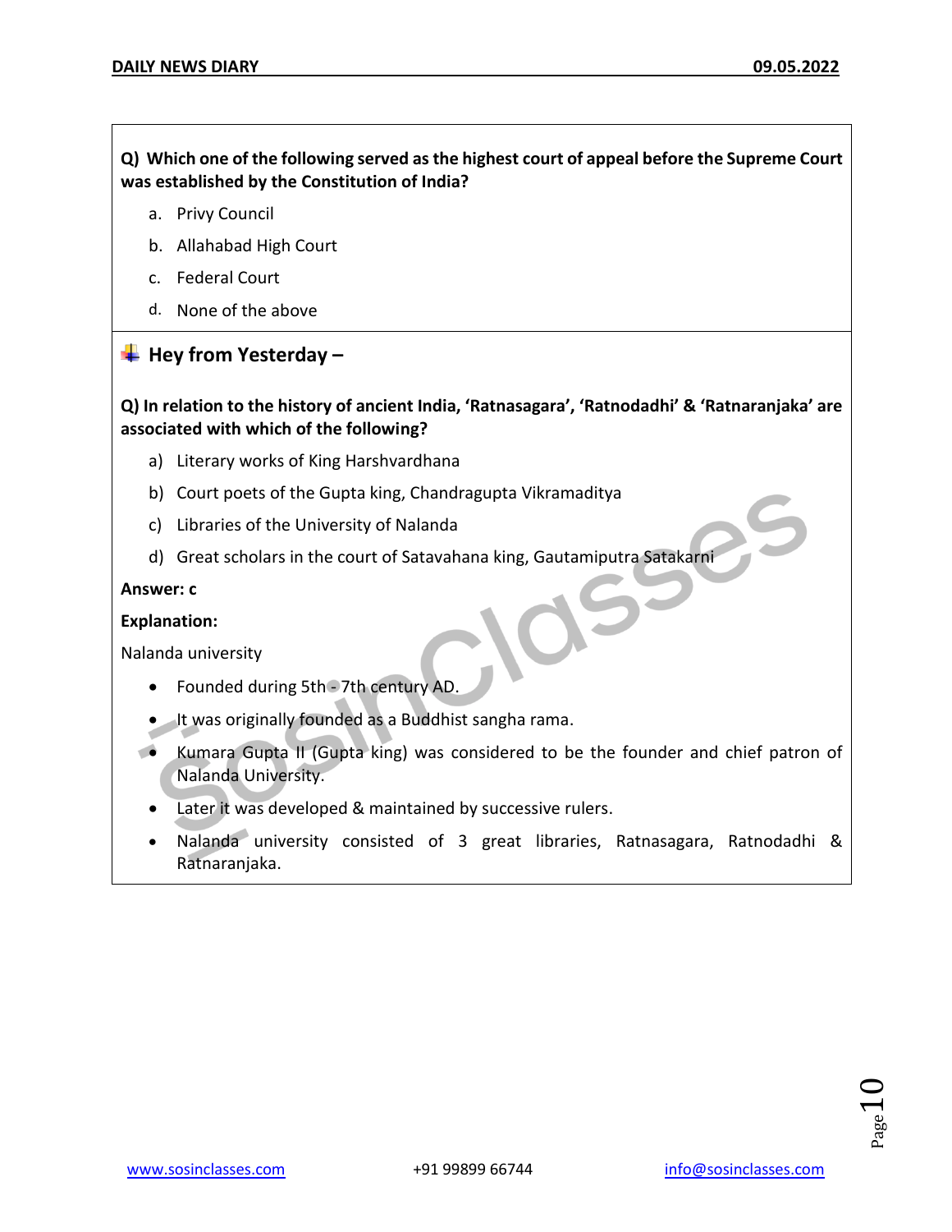**Q) Which one of the following served as the highest court of appeal before the Supreme Court was established by the Constitution of India?**

a. Privy Council

b. Allahabad High Court

c. Federal Court

d. None of the above

## Hey from Yesterday –

**Q) In relation to the history of ancient India, 'Ratnasagara', 'Ratnodadhi' & 'Ratnaranjaka' are associated with which of the following?**

a) Literary works of King Harshvardhana

b) Court poets of the Gupta king, Chandragupta Vikramaditya

c) Libraries of the University of Nalanda

d) Great scholars in the court of Satavahana king, Gautamiputra Satakarni

**Answer: c**

**Explanation:**

Nalanda university

- Founded during 5th - 7th century AD.
- It was originally founded as a Buddhist sangha rama.
- Kumara Gupta II (Gupta king) was considered to be the founder and chief patron of Nalanda University.
- Later it was developed & maintained by successive rulers.
- Nalanda university consisted of 3 great libraries, Ratnasagara, Ratnodadhi & Ratnaranjaka.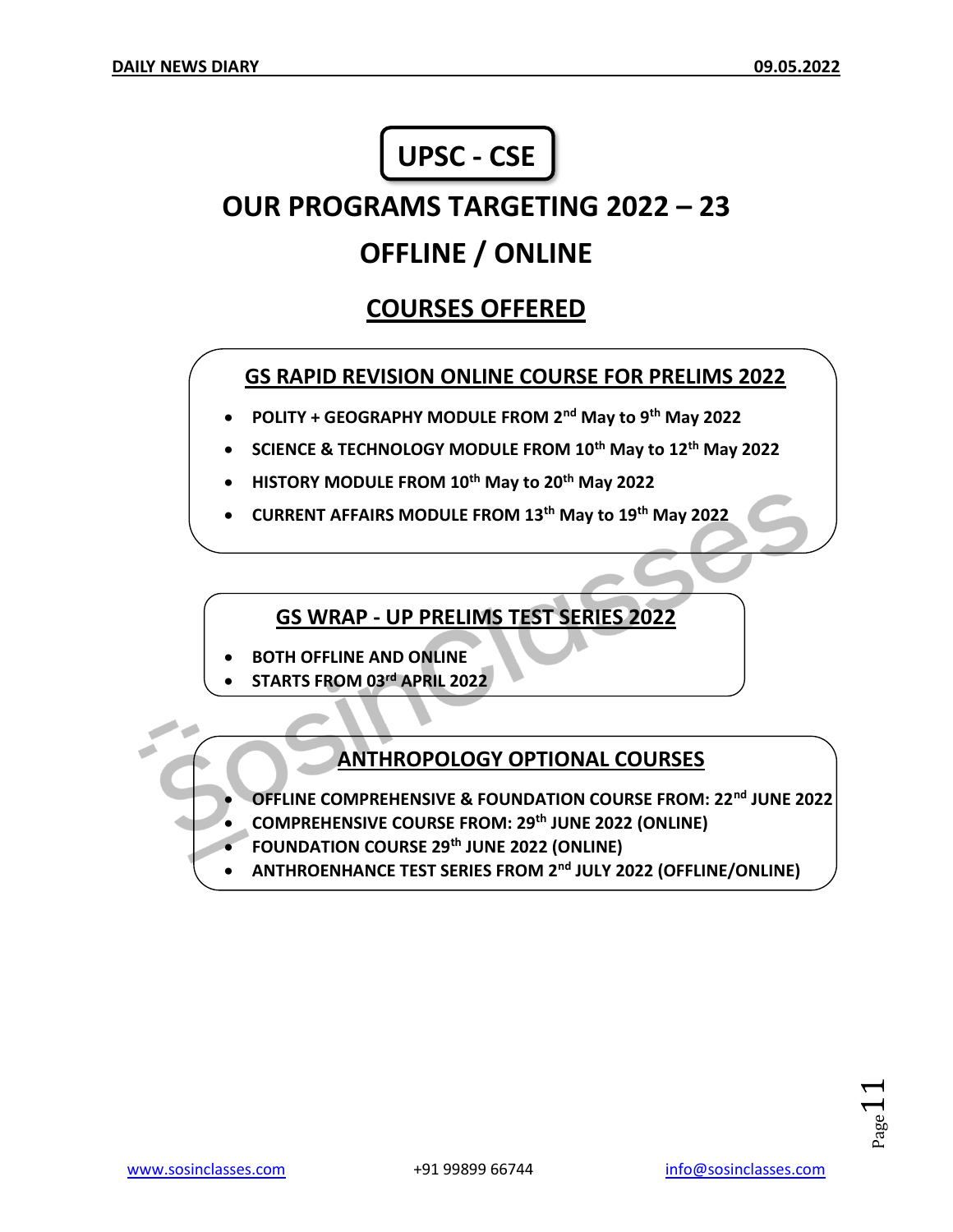# UPSC - CSE

## OUR PROGRAMS TARGETING 2022 – 23

## OFFLINE / ONLINE

## COURSES OFFERED

### GS RAPID REVISION ONLINE COURSE FOR PRELIMS 2022

- **POLITY + GEOGRAPHY MODULE FROM 2nd May to 9th May 2022**
- **SCIENCE & TECHNOLOGY MODULE FROM 10th May to 12th May 2022**
- **HISTORY MODULE FROM 10th May to 20th May 2022**
- **CURRENT AFFAIRS MODULE FROM 13th May to 19th May 2022**

### GS WRAP - UP PRELIMS TEST SERIES 2022

- **BOTH OFFLINE AND ONLINE**
- **STARTS FROM 03rd APRIL 2022**

### ANTHROPOLOGY OPTIONAL COURSES

- **OFFLINE COMPREHENSIVE & FOUNDATION COURSE FROM: 22nd JUNE 2022**
- **COMPREHENSIVE COURSE FROM: 29th JUNE 2022 (ONLINE)**
- **FOUNDATION COURSE 29th JUNE 2022 (ONLINE)**
- **ANTHROENHANCE TEST SERIES FROM 2nd JULY 2022 (OFFLINE/ONLINE)**